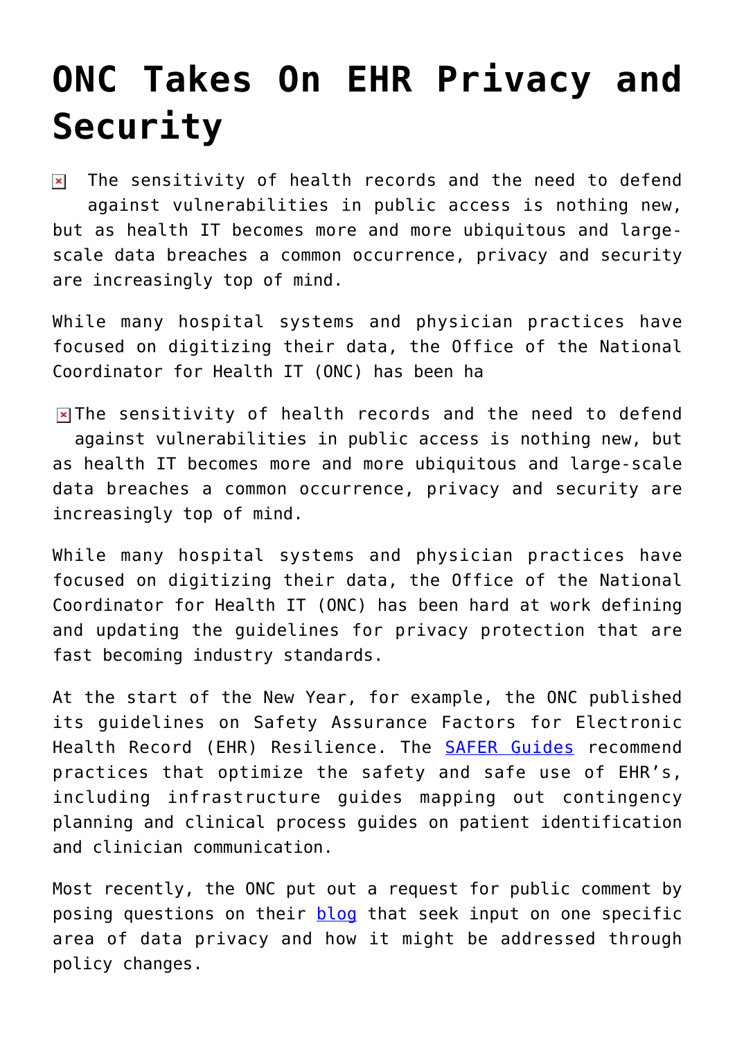# ONC Takes On EHR Privacy and Security

The sensitivity of health records and the need to defend against vulnerabilities in public access is nothing new, but as health IT becomes more and more ubiquitous and large-scale data breaches a common occurrence, privacy and security are increasingly top of mind.

While many hospital systems and physician practices have focused on digitizing their data, the Office of the National Coordinator for Health IT (ONC) has been ha

The sensitivity of health records and the need to defend against vulnerabilities in public access is nothing new, but as health IT becomes more and more ubiquitous and large-scale data breaches a common occurrence, privacy and security are increasingly top of mind.

While many hospital systems and physician practices have focused on digitizing their data, the Office of the National Coordinator for Health IT (ONC) has been hard at work defining and updating the guidelines for privacy protection that are fast becoming industry standards.

At the start of the New Year, for example, the ONC published its guidelines on Safety Assurance Factors for Electronic Health Record (EHR) Resilience. The SAFER Guides recommend practices that optimize the safety and safe use of EHR's, including infrastructure guides mapping out contingency planning and clinical process guides on patient identification and clinician communication.

Most recently, the ONC put out a request for public comment by posing questions on their blog that seek input on one specific area of data privacy and how it might be addressed through policy changes.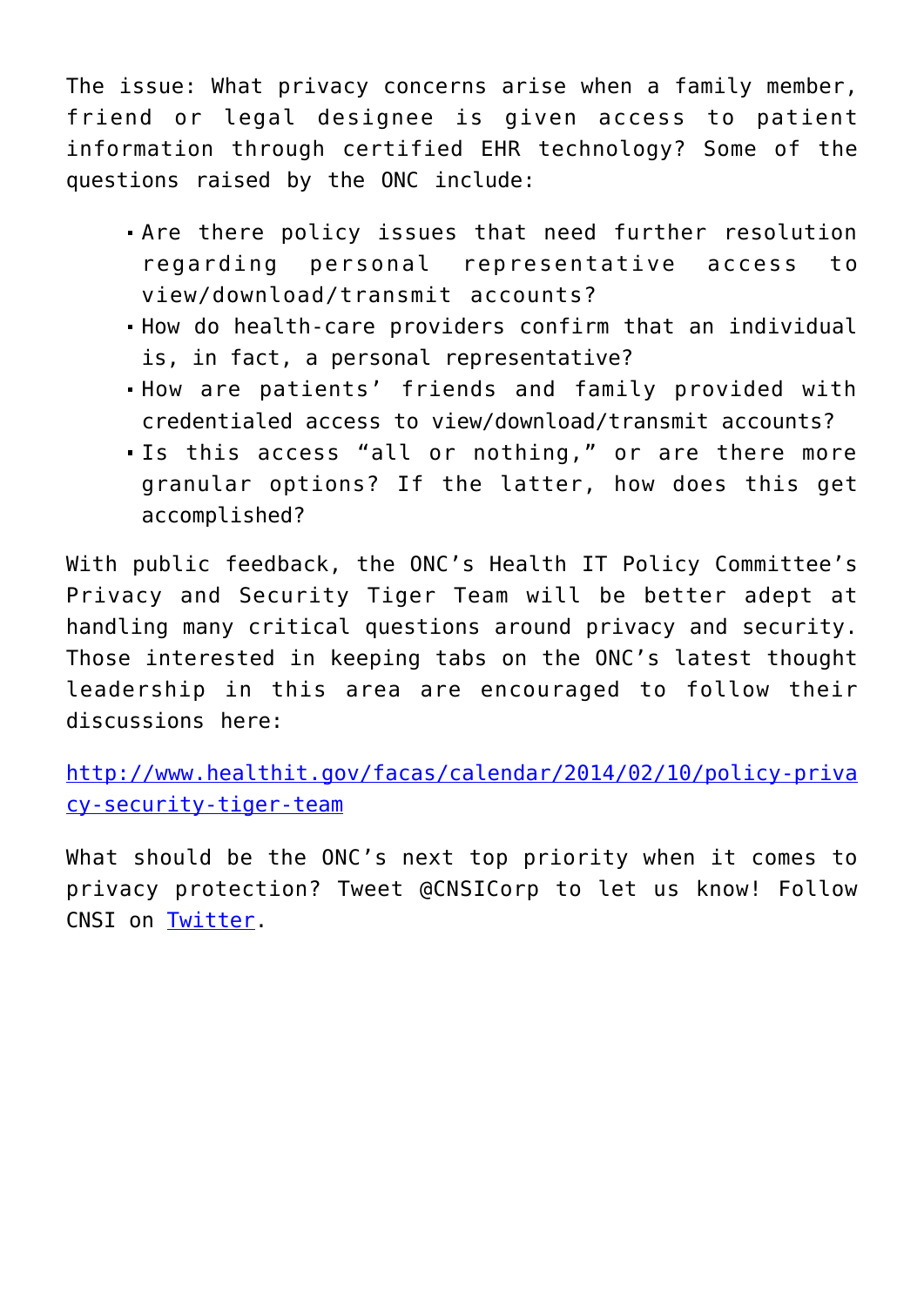The issue: What privacy concerns arise when a family member, friend or legal designee is given access to patient information through certified EHR technology? Some of the questions raised by the ONC include:

- Are there policy issues that need further resolution regarding personal representative access to view/download/transmit accounts?
- How do health-care providers confirm that an individual is, in fact, a personal representative?
- How are patients' friends and family provided with credentialed access to view/download/transmit accounts?
- Is this access "all or nothing," or are there more granular options? If the latter, how does this get accomplished?

With public feedback, the ONC's Health IT Policy Committee's Privacy and Security Tiger Team will be better adept at handling many critical questions around privacy and security. Those interested in keeping tabs on the ONC's latest thought leadership in this area are encouraged to follow their discussions here:

[http://www.healthit.gov/facas/calendar/2014/02/10/policy-privacy-security-tiger-team](http://www.healthit.gov/facas/calendar/2014/02/10/policy-privacy-security-tiger-team)

What should be the ONC's next top priority when it comes to privacy protection? Tweet @CNSICorp to let us know! Follow CNSI on [Twitter](https://twitter.com/CNSICorp).